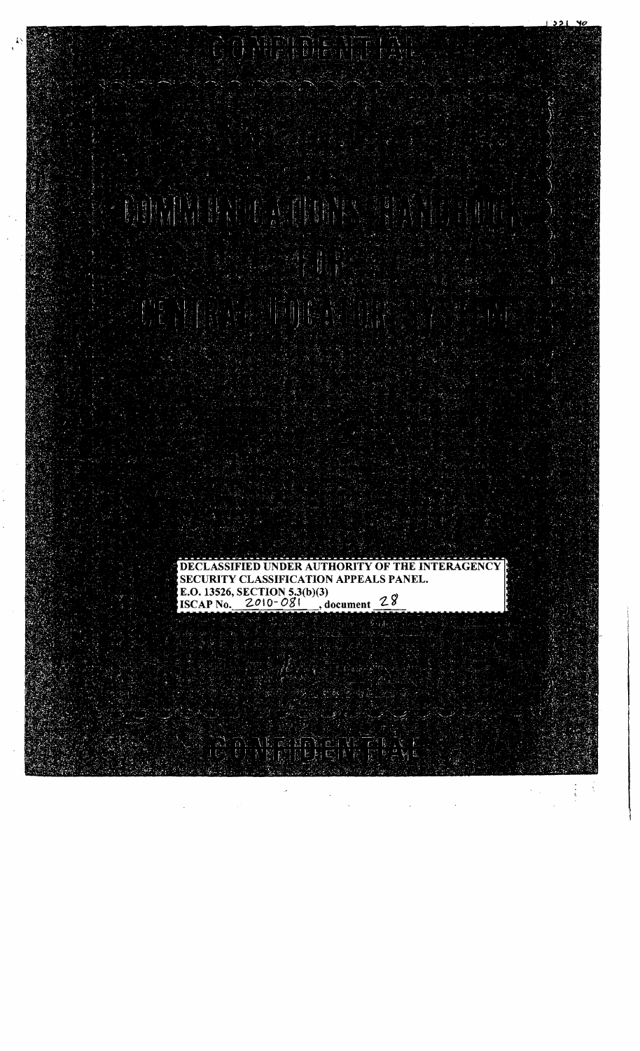CONFIDENTIAL

# COMMUNICATIONS HANDBOOK FOR CENTRAL LOCATOR SYSTEM

DECLASSIFIED UNDER AUTHORITY OF THE INTERAGENCY SECURITY CLASSIFICATION APPEALS PANEL.
E.O. 13526, SECTION 5.3(b)(3)
ISCAP No. 2010-081, document 28

CONFIDENTIAL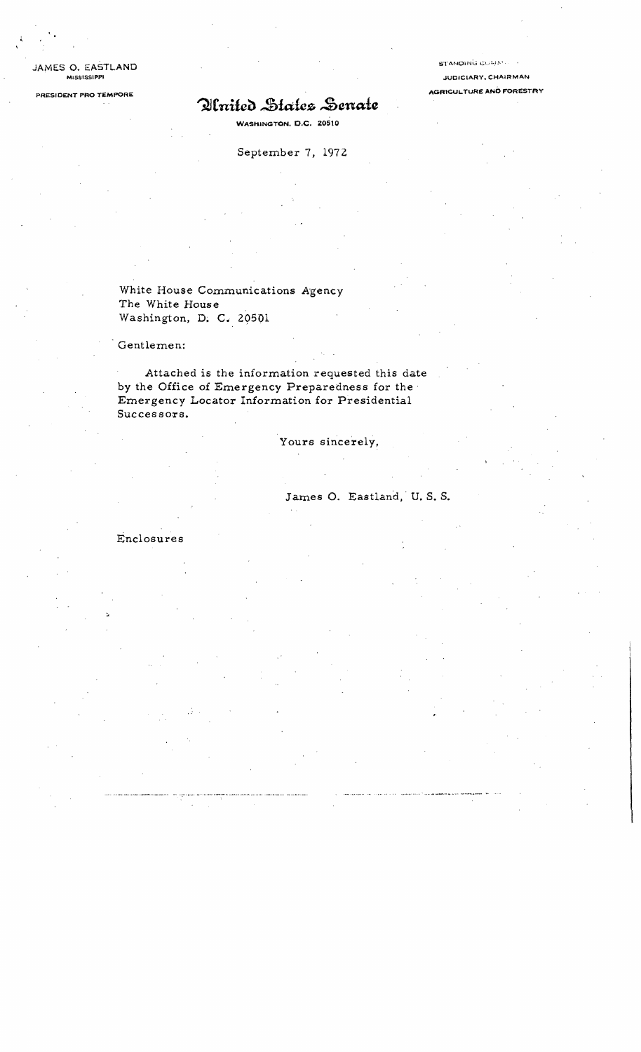JAMES O. EASTLAND
MISSISSIPPI

PRESIDENT PRO TEMPORE

STANDING COMM.

JUDICIARY, CHAIRMAN

AGRICULTURE AND FORESTRY

# United States Senate

**WASHINGTON, D.C. 20510**

September 7, 1972

White House Communications Agency
The White House
Washington, D. C. 20501

Gentlemen:

Attached is the information requested this date by the Office of Emergency Preparedness for the Emergency Locator Information for Presidential Successors.

Yours sincerely,

James O. Eastland, U. S. S.

Enclosures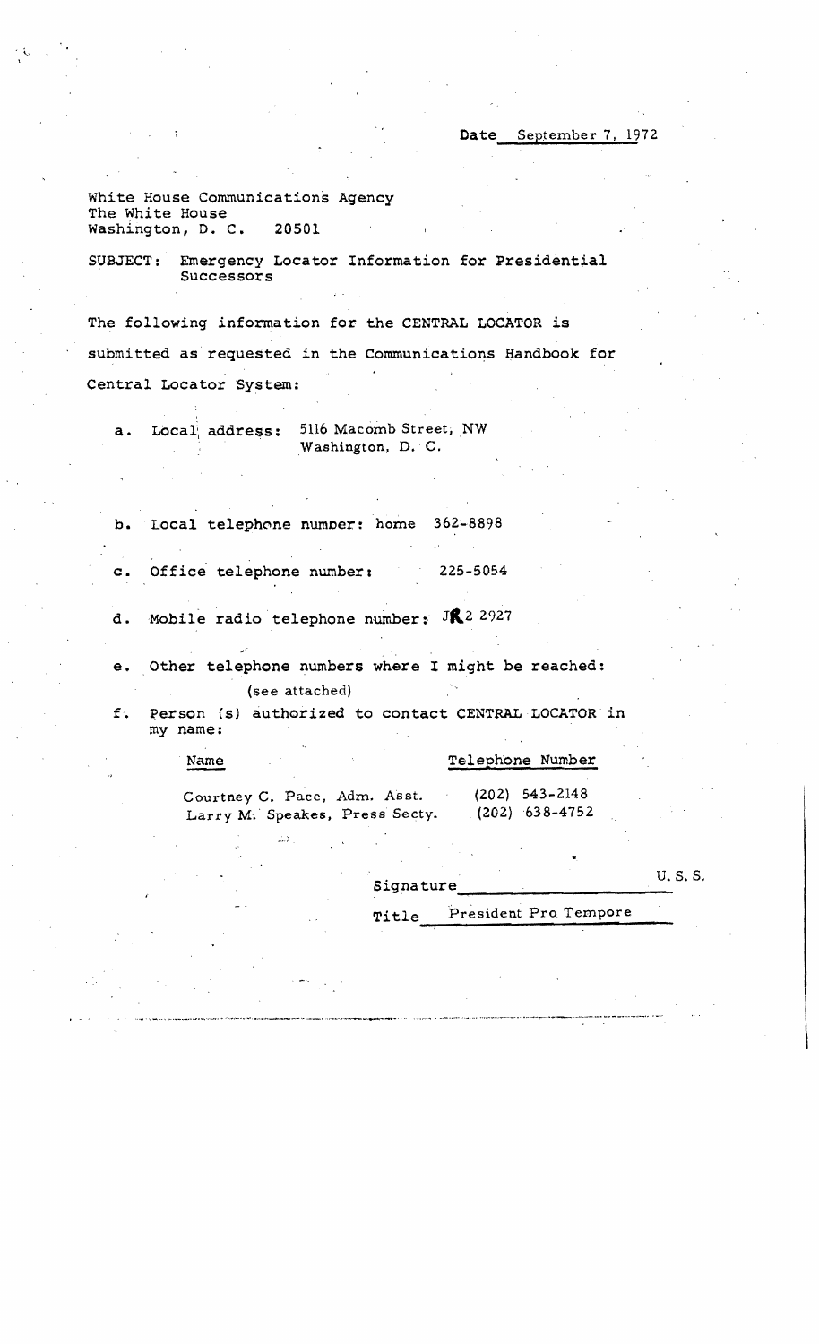Date September 7, 1972

White House Communications Agency
The White House
Washington, D. C. 20501

SUBJECT: Emergency Locator Information for Presidential Successors

The following information for the CENTRAL LOCATOR is submitted as requested in the Communications Handbook for Central Locator System:

a. Local address: 5116 Macomb Street, NW
Washington, D. C.

b. Local telephone number: home 362-8898

c. Office telephone number: 225-5054

d. Mobile radio telephone number: JR2 2927

e. Other telephone numbers where I might be reached:
(see attached)

f. Person (s) authorized to contact CENTRAL LOCATOR in my name:

| Name | Telephone Number |
|---|---|
| Courtney C. Pace, Adm. Asst. | (202) 543-2148 |
| Larry M. Speakes, Press Secty. | (202) 638-4752 |

Signature ______________________ U. S. S.

Title President Pro Tempore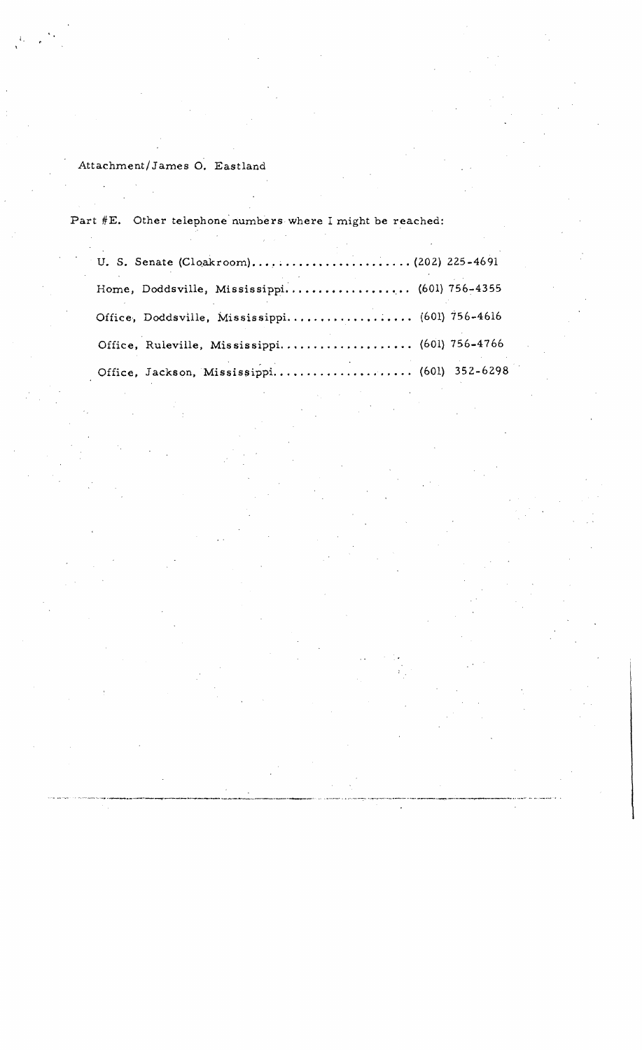Attachment/James O. Eastland

Part #E. Other telephone numbers where I might be reached:

U. S. Senate (Cloakroom)........................(202) 225-4691

Home, Doddsville, Mississippi.................. (601) 756-4355

Office, Doddsville, Mississippi.................. (601) 756-4616

Office, Ruleville, Mississippi.................... (601) 756-4766

Office, Jackson, Mississippi..................... (601) 352-6298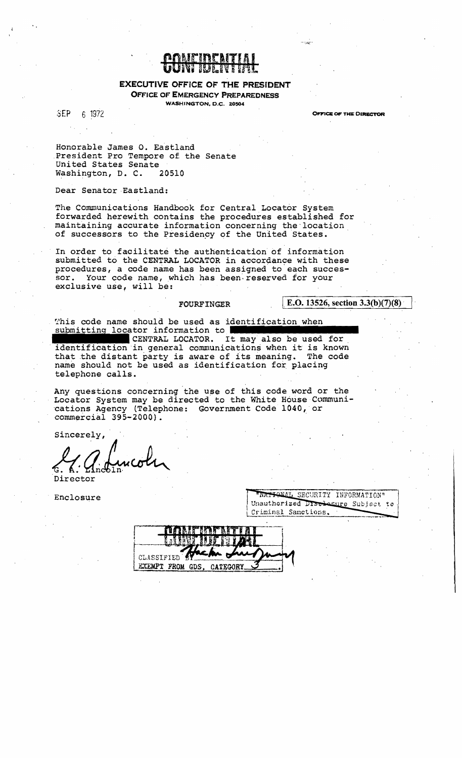CONFIDENTIAL

**EXECUTIVE OFFICE OF THE PRESIDENT**

**OFFICE OF EMERGENCY PREPAREDNESS**

WASHINGTON, D.C. 20504

SEP 6 1972

OFFICE OF THE DIRECTOR

Honorable James O. Eastland
President Pro Tempore of the Senate
United States Senate
Washington, D. C. 20510

Dear Senator Eastland:

The Communications Handbook for Central Locator System forwarded herewith contains the procedures established for maintaining accurate information concerning the location of successors to the Presidency of the United States.

In order to facilitate the authentication of information submitted to the CENTRAL LOCATOR in accordance with these procedures, a code name has been assigned to each successor. Your code name, which has been reserved for your exclusive use, will be:

FOURFINGER

**E.O. 13526, section 3.3(b)(7)(8)**

This code name should be used as identification when submitting locator information to [redacted] CENTRAL LOCATOR. It may also be used for identification in general communications when it is known that the distant party is aware of its meaning. The code name should not be used as identification for placing telephone calls.

Any questions concerning the use of this code word or the Locator System may be directed to the White House Communications Agency (Telephone: Government Code 1040, or commercial 395-2000).

Sincerely,

G. A. Lincoln
Director

Enclosure

"NATIONAL SECURITY INFORMATION"
Unauthorized Disclosure Subject to Criminal Sanctions.

CONFIDENTIAL
CLASSIFIED BY [signature]
EXEMPT FROM GDS, CATEGORY 3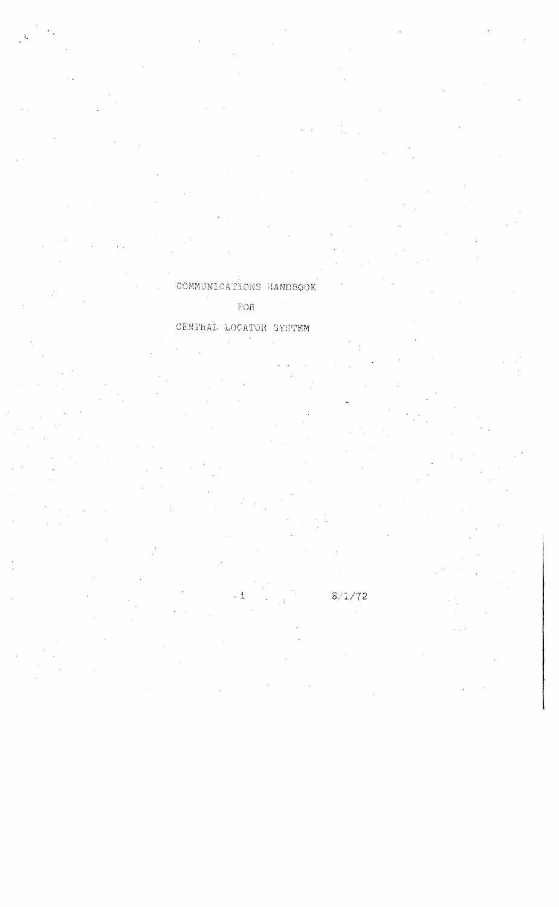# COMMUNICATIONS HANDBOOK

## FOR

## CENTRAL LOCATOR SYSTEM

8/1/72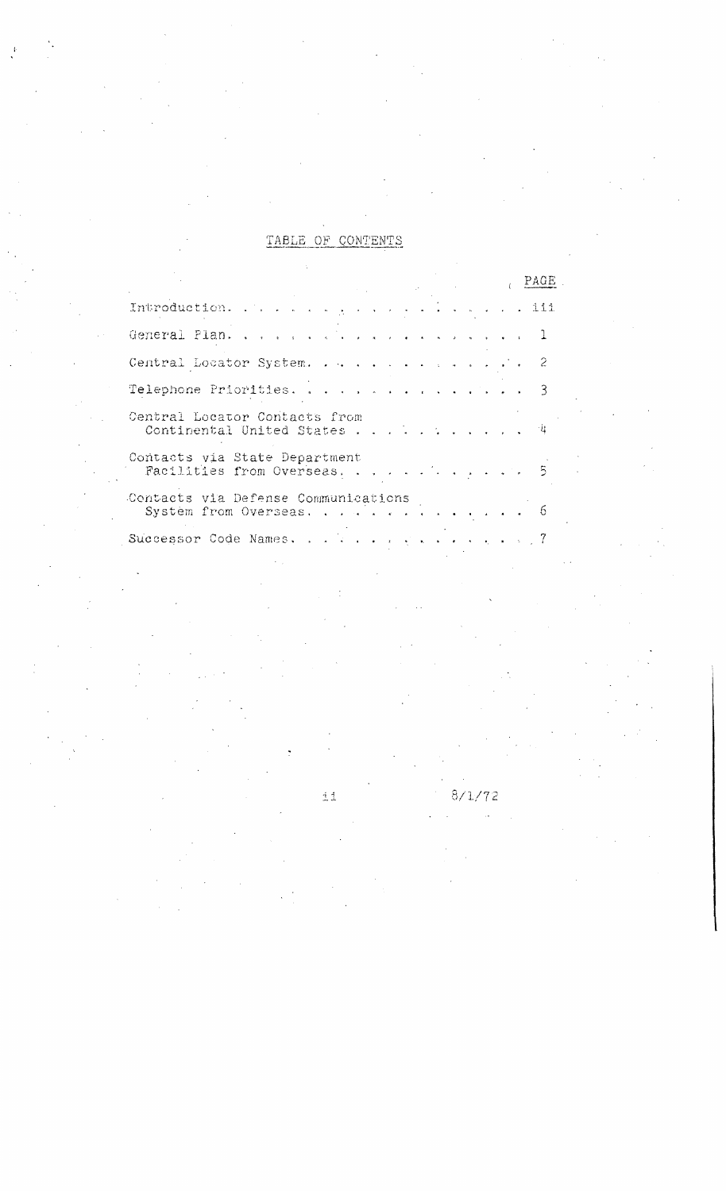# TABLE OF CONTENTS

| | PAGE |
| --- | --- |
| Introduction | iii |
| General Plan | 1 |
| Central Locator System | 2 |
| Telephone Priorities | 3 |
| Central Locator Contacts from Continental United States | 4 |
| Contacts via State Department Facilities from Overseas | 5 |
| Contacts via Defense Communications System from Overseas | 6 |
| Successor Code Names | 7 |

8/1/72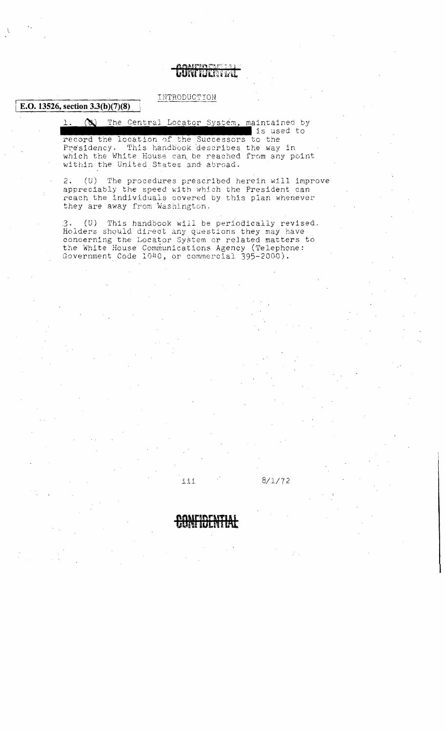CONFIDENTIAL

E.O. 13526, section 3.3(b)(7)(8)

# INTRODUCTION

1. (C) The Central Locator System, maintained by ██████████████████████ is used to record the location of the Successors to the Presidency. This handbook describes the way in which the White House can be reached from any point within the United States and abroad.

2. (U) The procedures prescribed herein will improve appreciably the speed with which the President can reach the individuals covered by this plan whenever they are away from Washington.

3. (U) This handbook will be periodically revised. Holders should direct any questions they may have concerning the Locator System or related matters to the White House Communications Agency (Telephone: Government Code 1040, or commercial 395-2000).

8/1/72

CONFIDENTIAL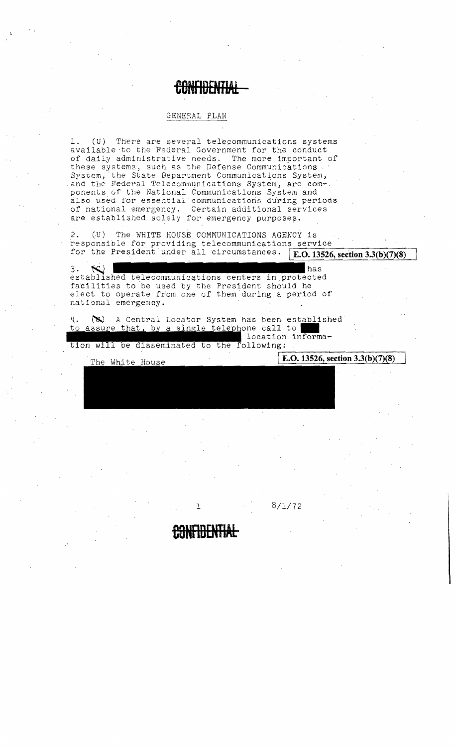CONFIDENTIAL

## GENERAL PLAN

1. (U) There are several telecommunications systems available to the Federal Government for the conduct of daily administrative needs. The more important of these systems, such as the Defense Communications System, the State Department Communications System, and the Federal Telecommunications System, are components of the National Communications System and also used for essential communications during periods of national emergency. Certain additional services are established solely for emergency purposes.

2. (U) The WHITE HOUSE COMMUNICATIONS AGENCY is responsible for providing telecommunications service for the President under all circumstances. E.O. 13526, section 3.3(b)(7)(8)

3. (C) [REDACTED] has established telecommunications centers in protected facilities to be used by the President should he elect to operate from one of them during a period of national emergency.

4. (S) A Central Locator System has been established to assure that, by a single telephone call to [REDACTED] [REDACTED] location information will be disseminated to the following:

   The White House

   E.O. 13526, section 3.3(b)(7)(8)

   [REDACTED]

8/1/72

CONFIDENTIAL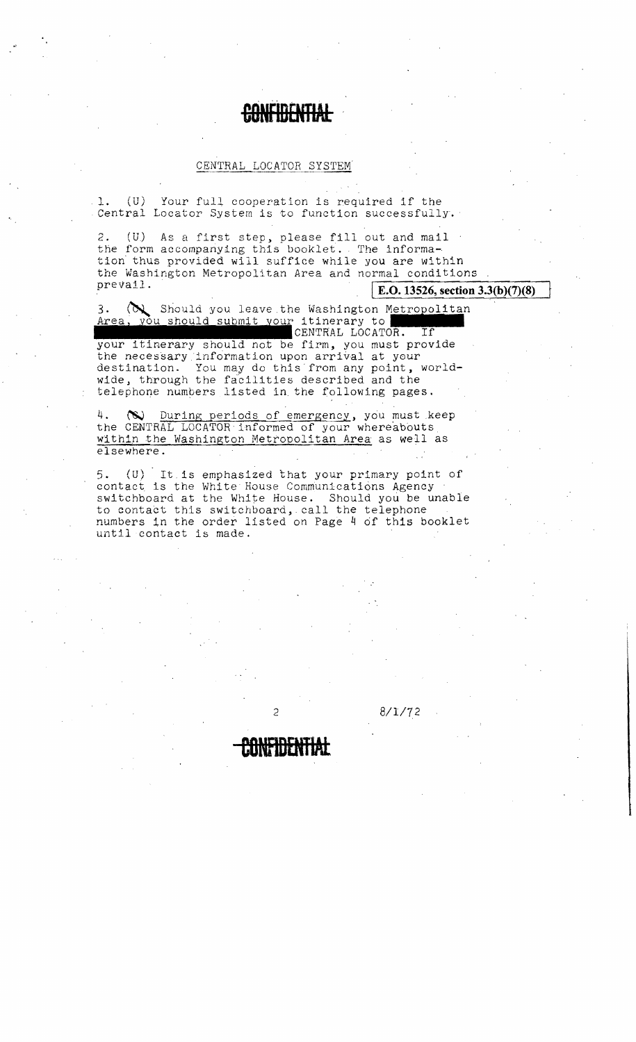CONFIDENTIAL

## CENTRAL LOCATOR SYSTEM

1. (U) Your full cooperation is required if the Central Locator System is to function successfully.

2. (U) As a first step, please fill out and mail the form accompanying this booklet. The information thus provided will suffice while you are within the Washington Metropolitan Area and normal conditions prevail.

**E.O. 13526, section 3.3(b)(7)(8)**

3. (C) Should you leave the Washington Metropolitan Area, you should submit your itinerary to [REDACTED] CENTRAL LOCATOR. If your itinerary should not be firm, you must provide the necessary information upon arrival at your destination. You may do this from any point, worldwide, through the facilities described and the telephone numbers listed in the following pages.

4. (C) During periods of emergency, you must keep the CENTRAL LOCATOR informed of your whereabouts within the Washington Metropolitan Area as well as elsewhere.

5. (U) It is emphasized that your primary point of contact is the White House Communications Agency switchboard at the White House. Should you be unable to contact this switchboard, call the telephone numbers in the order listed on Page 4 of this booklet until contact is made.

8/1/72

CONFIDENTIAL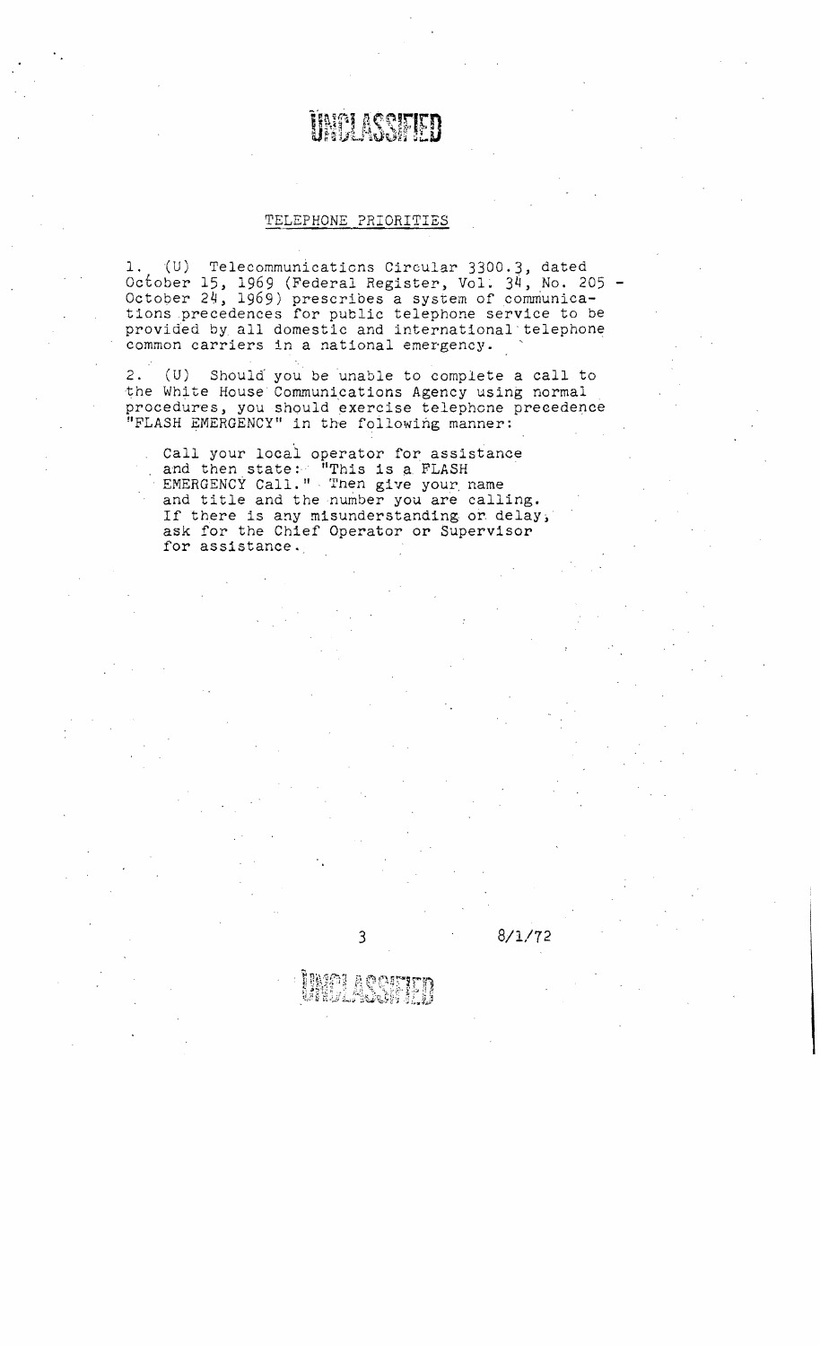UNCLASSIFIED

## TELEPHONE PRIORITIES

1. (U) Telecommunications Circular 3300.3, dated October 15, 1969 (Federal Register, Vol. 34, No. 205 - October 24, 1969) prescribes a system of communications precedences for public telephone service to be provided by all domestic and international telephone common carriers in a national emergency.

2. (U) Should you be unable to complete a call to the White House Communications Agency using normal procedures, you should exercise telephone precedence "FLASH EMERGENCY" in the following manner:

   Call your local operator for assistance and then state: "This is a FLASH EMERGENCY Call." Then give your name and title and the number you are calling. If there is any misunderstanding or delay, ask for the Chief Operator or Supervisor for assistance.

8/1/72

UNCLASSIFIED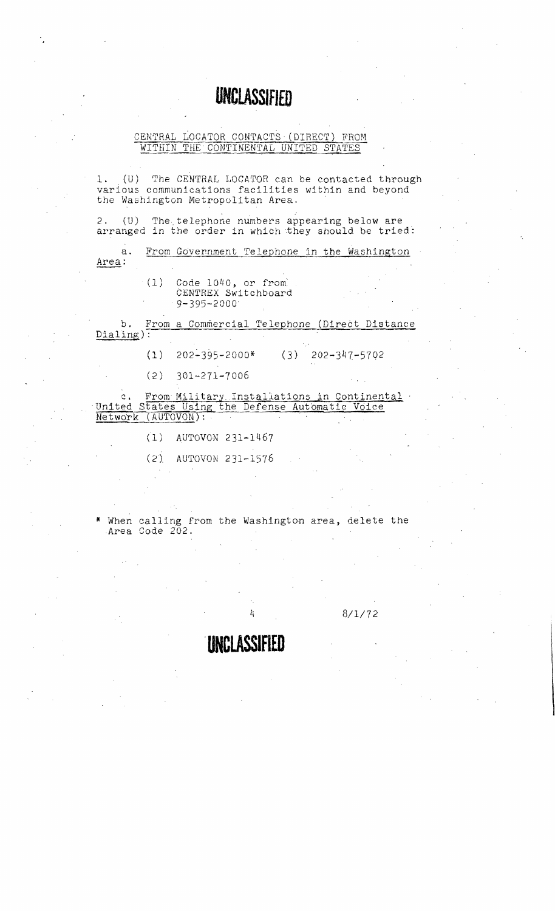**UNCLASSIFIED**

## CENTRAL LOCATOR CONTACTS (DIRECT) FROM WITHIN THE CONTINENTAL UNITED STATES

1. (U) The CENTRAL LOCATOR can be contacted through various communications facilities within and beyond the Washington Metropolitan Area.

2. (U) The telephone numbers appearing below are arranged in the order in which they should be tried:

   a. From Government Telephone in the Washington Area:

      (1) Code 1040, or from CENTREX Switchboard 9-395-2000

   b. From a Commercial Telephone (Direct Distance Dialing):

      (1) 202-395-2000*

      (2) 301-271-7006

      (3) 202-347-5702

   c. From Military Installations in Continental United States Using the Defense Automatic Voice Network (AUTOVON):

      (1) AUTOVON 231-1467

      (2) AUTOVON 231-1576

\* When calling from the Washington area, delete the Area Code 202.

8/1/72

**UNCLASSIFIED**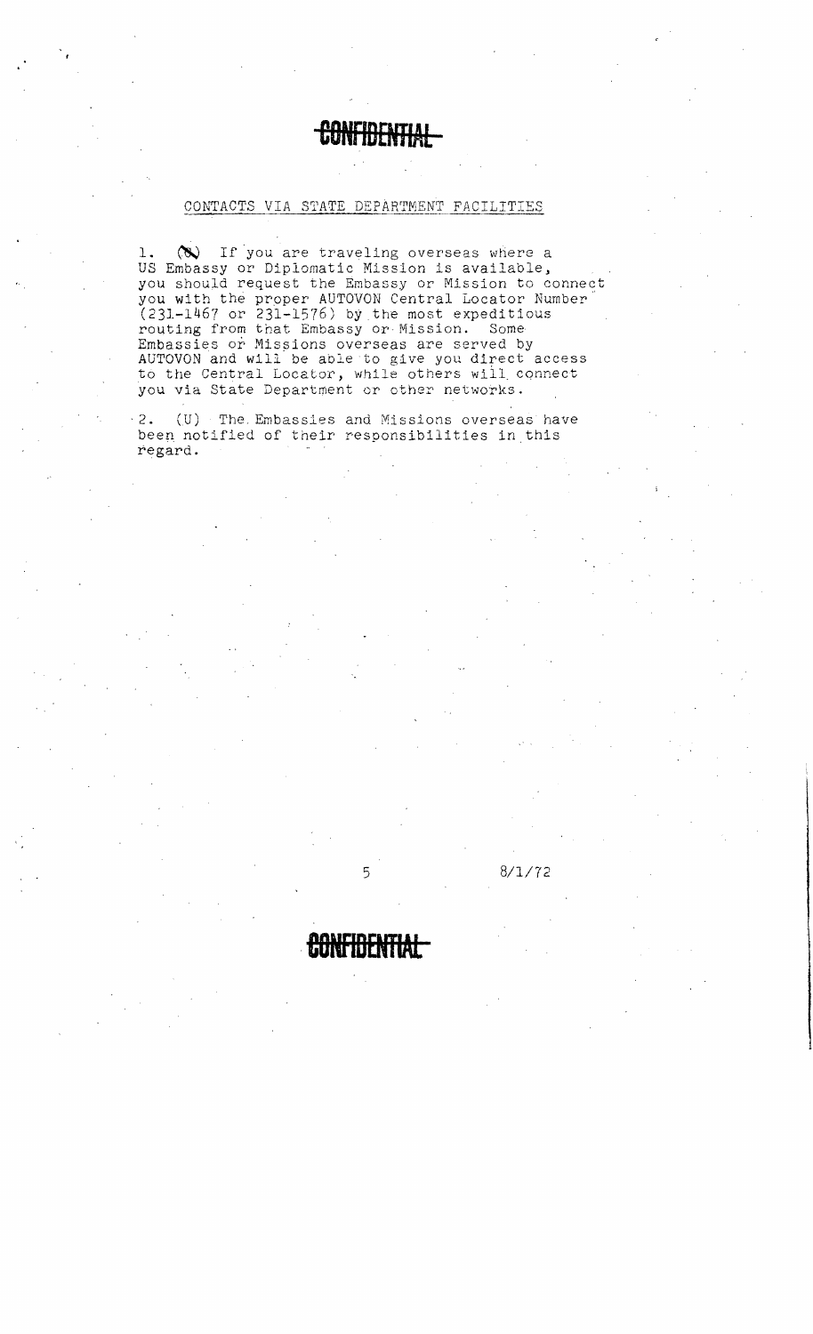CONFIDENTIAL

CONTACTS VIA STATE DEPARTMENT FACILITIES

1. (C) If you are traveling overseas where a US Embassy or Diplomatic Mission is available, you should request the Embassy or Mission to connect you with the proper AUTOVON Central Locator Number (231-1467 or 231-1576) by the most expeditious routing from that Embassy or Mission. Some Embassies or Missions overseas are served by AUTOVON and will be able to give you direct access to the Central Locator, while others will connect you via State Department or other networks.

2. (U) The Embassies and Missions overseas have been notified of their responsibilities in this regard.

8/1/72

CONFIDENTIAL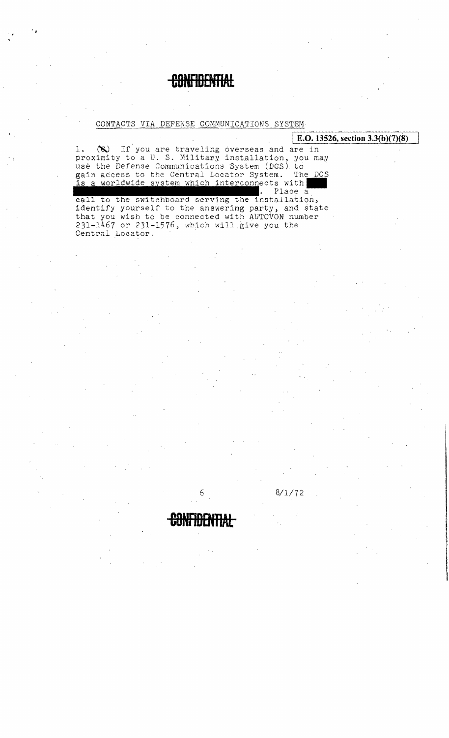CONFIDENTIAL

CONTACTS VIA DEFENSE COMMUNICATIONS SYSTEM

E.O. 13526, section 3.3(b)(7)(8)

1. (S) If you are traveling overseas and are in proximity to a U. S. Military installation, you may use the Defense Communications System (DCS) to gain access to the Central Locator System. The DCS is a worldwide system which interconnects with ████ ████████████████████. Place a call to the switchboard serving the installation, identify yourself to the answering party, and state that you wish to be connected with AUTOVON number 231-1467 or 231-1576, which will give you the Central Locator.

8/1/72

CONFIDENTIAL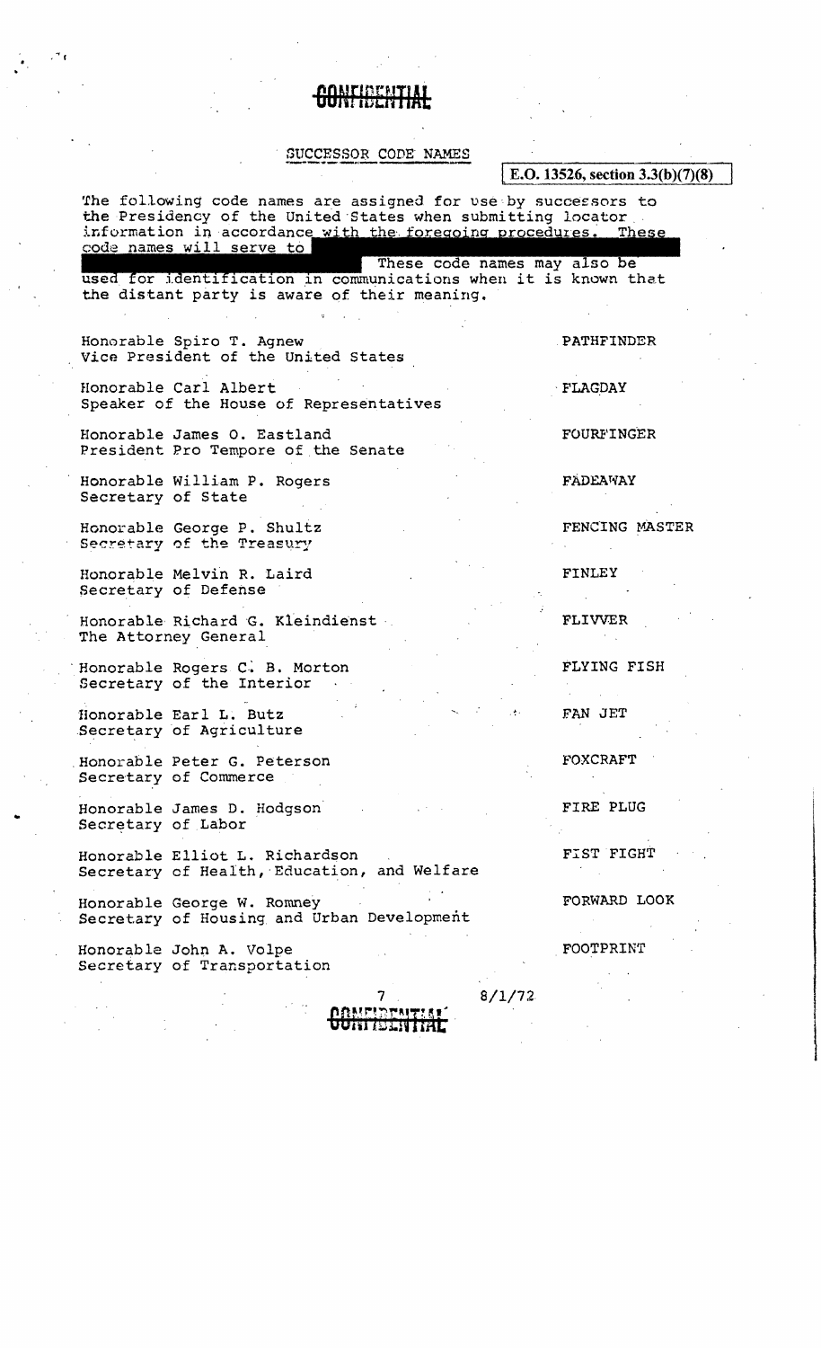CONFIDENTIAL

SUCCESSOR CODE NAMES

E.O. 13526, section 3.3(b)(7)(8)

The following code names are assigned for use by successors to the Presidency of the United States when submitting locator information in accordance with the foregoing procedures. These code names will serve to [REDACTED] These code names may also be used for identification in communications when it is known that the distant party is aware of their meaning.

| | |
|---|---|
| Honorable Spiro T. Agnew<br>Vice President of the United States | PATHFINDER |
| Honorable Carl Albert<br>Speaker of the House of Representatives | FLAGDAY |
| Honorable James O. Eastland<br>President Pro Tempore of the Senate | FOURFINGER |
| Honorable William P. Rogers<br>Secretary of State | FADEAWAY |
| Honorable George P. Shultz<br>Secretary of the Treasury | FENCING MASTER |
| Honorable Melvin R. Laird<br>Secretary of Defense | FINLEY |
| Honorable Richard G. Kleindienst<br>The Attorney General | FLIVVER |
| Honorable Rogers C. B. Morton<br>Secretary of the Interior | FLYING FISH |
| Honorable Earl L. Butz<br>Secretary of Agriculture | FAN JET |
| Honorable Peter G. Peterson<br>Secretary of Commerce | FOXCRAFT |
| Honorable James D. Hodgson<br>Secretary of Labor | FIRE PLUG |
| Honorable Elliot L. Richardson<br>Secretary of Health, Education, and Welfare | FIST FIGHT |
| Honorable George W. Romney<br>Secretary of Housing and Urban Development | FORWARD LOOK |
| Honorable John A. Volpe<br>Secretary of Transportation | FOOTPRINT |

8/1/72

CONFIDENTIAL